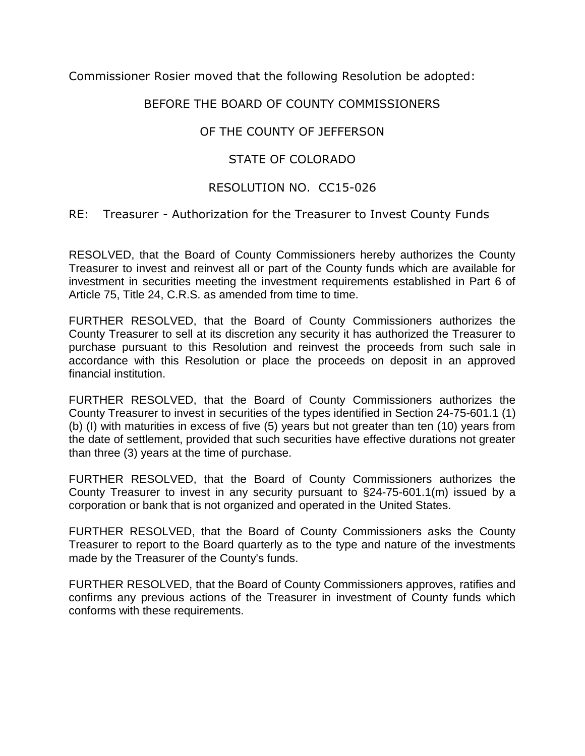Commissioner Rosier moved that the following Resolution be adopted:

BEFORE THE BOARD OF COUNTY COMMISSIONERS

OF THE COUNTY OF JEFFERSON

STATE OF COLORADO

RESOLUTION NO. CC15-026

RE: Treasurer - Authorization for the Treasurer to Invest County Funds

RESOLVED, that the Board of County Commissioners hereby authorizes the County Treasurer to invest and reinvest all or part of the County funds which are available for investment in securities meeting the investment requirements established in Part 6 of Article 75, Title 24, C.R.S. as amended from time to time.

FURTHER RESOLVED, that the Board of County Commissioners authorizes the County Treasurer to sell at its discretion any security it has authorized the Treasurer to purchase pursuant to this Resolution and reinvest the proceeds from such sale in accordance with this Resolution or place the proceeds on deposit in an approved financial institution.

FURTHER RESOLVED, that the Board of County Commissioners authorizes the County Treasurer to invest in securities of the types identified in Section 24-75-601.1 (1) (b) (l) with maturities in excess of five (5) years but not greater than ten (10) years from the date of settlement, provided that such securities have effective durations not greater than three (3) years at the time of purchase.

FURTHER RESOLVED, that the Board of County Commissioners authorizes the County Treasurer to invest in any security pursuant to §24-75-601.1(m) issued by a corporation or bank that is not organized and operated in the United States.

FURTHER RESOLVED, that the Board of County Commissioners asks the County Treasurer to report to the Board quarterly as to the type and nature of the investments made by the Treasurer of the County's funds.

FURTHER RESOLVED, that the Board of County Commissioners approves, ratifies and confirms any previous actions of the Treasurer in investment of County funds which conforms with these requirements.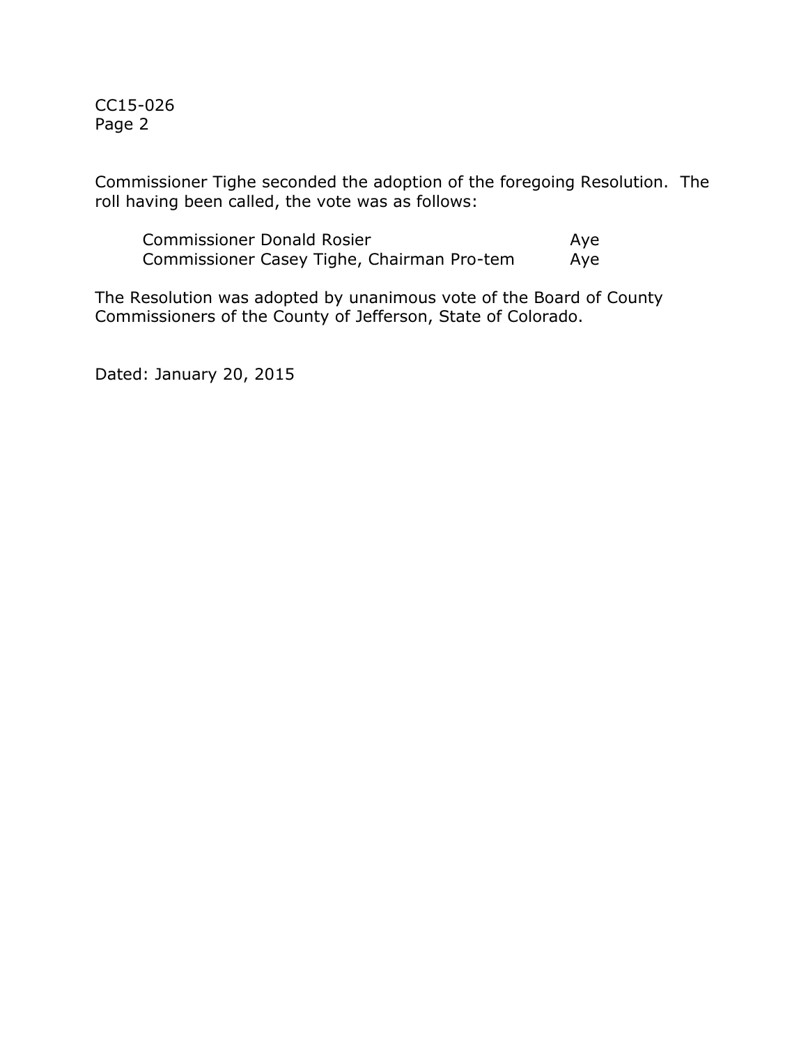Commissioner Tighe seconded the adoption of the foregoing Resolution. The roll having been called, the vote was as follows:

| | |
|---|---|
| Commissioner Donald Rosier | Aye |
| Commissioner Casey Tighe, Chairman Pro-tem | Aye |

The Resolution was adopted by unanimous vote of the Board of County Commissioners of the County of Jefferson, State of Colorado.

Dated: January 20, 2015